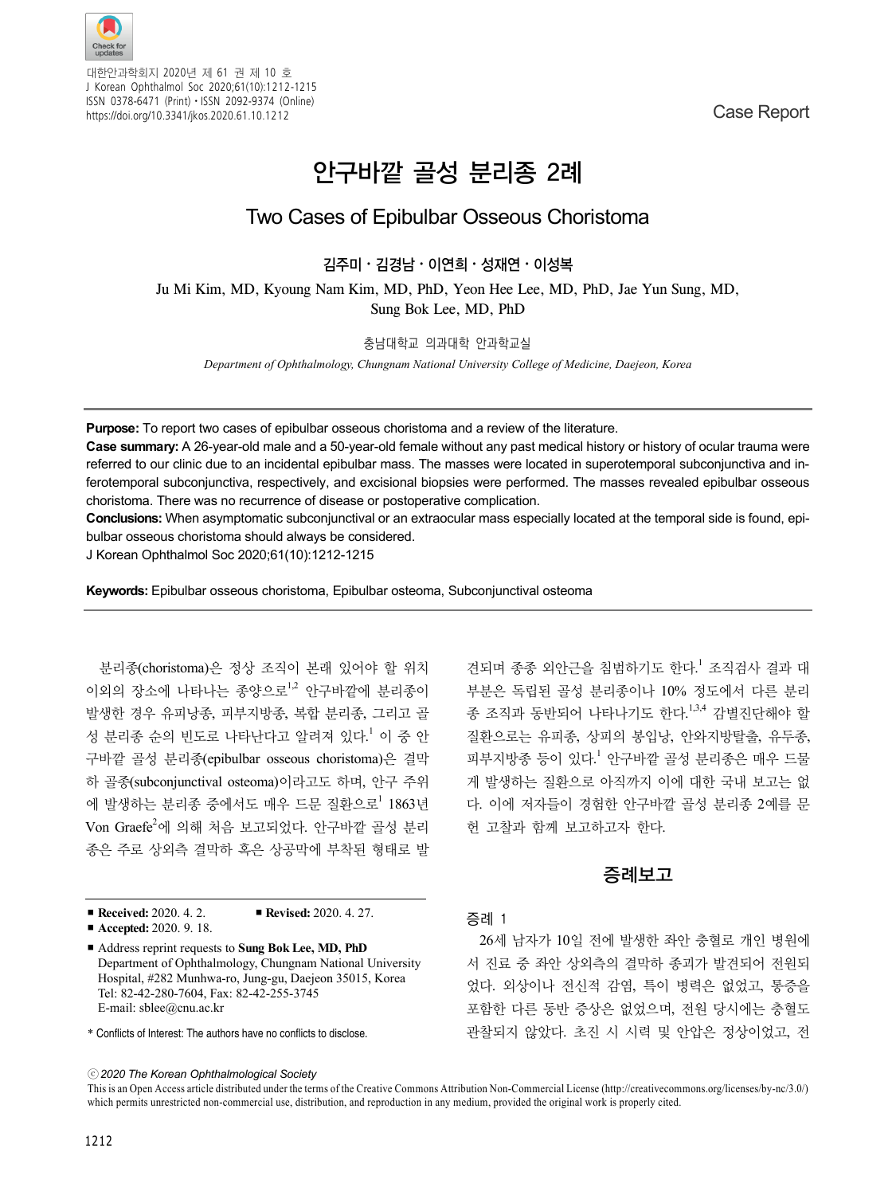# 안구바깥 골성 분리종 2례

## Two Cases of Epibulbar Osseous Choristoma

**김주미 · 김경남 · 이연희 · 성재연 · 이성복**

Ju Mi Kim, MD, Kyoung Nam Kim, MD, PhD, Yeon Hee Lee, MD, PhD, Jae Yun Sung, MD, Sung Bok Lee, MD, PhD

충남대학교 의과대학 안과학교실

*Department of Ophthalmology, Chungnam National University College of Medicine, Daejeon, Korea*

**Purpose:** To report two cases of epibulbar osseous choristoma and a review of the literature.

**Case summary:** A 26-year-old male and a 50-year-old female without any past medical history or history of ocular trauma were referred to our clinic due to an incidental epibulbar mass. The masses were located in superotemporal subconjunctiva and inferotemporal subconjunctiva, respectively, and excisional biopsies were performed. The masses revealed epibulbar osseous choristoma. There was no recurrence of disease or postoperative complication.

**Conclusions:** When asymptomatic subconjunctival or an extraocular mass especially located at the temporal side is found, epibulbar osseous choristoma should always be considered.

J Korean Ophthalmol Soc 2020;61(10):1212-1215

**Keywords:** Epibulbar osseous choristoma, Epibulbar osteoma, Subconjunctival osteoma

분리종(choristoma)은 정상 조직이 본래 있어야 할 위치 이외의 장소에 나타나는 종양으로[1,2] 안구바깥에 분리종이 발생한 경우 유피낭종, 피부지방종, 복합 분리종, 그리고 골성 분리종 순의 빈도로 나타난다고 알려져 있다.[1] 이 중 안구바깥 골성 분리종(epibulbar osseous choristoma)은 결막하 골종(subconjunctival osteoma)이라고도 하며, 안구 주위에 발생하는 분리종 중에서도 매우 드문 질환으로[1] 1863년 Von Graefe[2]에 의해 처음 보고되었다. 안구바깥 골성 분리종은 주로 상외측 결막하 혹은 상공막에 부착된 형태로 발견되며 종종 외안근을 침범하기도 한다.[1] 조직검사 결과 대부분은 독립된 골성 분리종이나 10% 정도에서 다른 분리종 조직과 동반되어 나타나기도 한다.[1,3,4] 감별진단해야 할 질환으로는 유피종, 상피의 봉입낭, 안와지방탈출, 유두종, 피부지방종 등이 있다.[1] 안구바깥 골성 분리종은 매우 드물게 발생하는 질환으로 아직까지 이에 대한 국내 보고는 없다. 이에 저자들이 경험한 안구바깥 골성 분리종 2례를 문헌 고찰과 함께 보고하고자 한다.

■ **Received:** 2020. 4. 2. ■ **Revised:** 2020. 4. 27.
■ **Accepted:** 2020. 9. 18.

■ Address reprint requests to **Sung Bok Lee, MD, PhD**
Department of Ophthalmology, Chungnam National University Hospital, #282 Munhwa-ro, Jung-gu, Daejeon 35015, Korea
Tel: 82-42-280-7604, Fax: 82-42-255-3745
E-mail: sblee@cnu.ac.kr

* Conflicts of Interest: The authors have no conflicts to disclose.

## 증례보고

### 증례 1

26세 남자가 10일 전에 발생한 좌안 충혈로 개인 병원에서 진료 중 좌안 상외측의 결막하 종괴가 발견되어 전원되었다. 외상이나 전신적 감염, 특이 병력은 없었고, 통증을 포함한 다른 동반 증상은 없었으며, 전원 당시에는 충혈도 관찰되지 않았다. 초진 시 시력 및 안압은 정상이었고, 전

ⓒ 2020 The Korean Ophthalmological Society

This is an Open Access article distributed under the terms of the Creative Commons Attribution Non-Commercial License (http://creativecommons.org/licenses/by-nc/3.0/) which permits unrestricted non-commercial use, distribution, and reproduction in any medium, provided the original work is properly cited.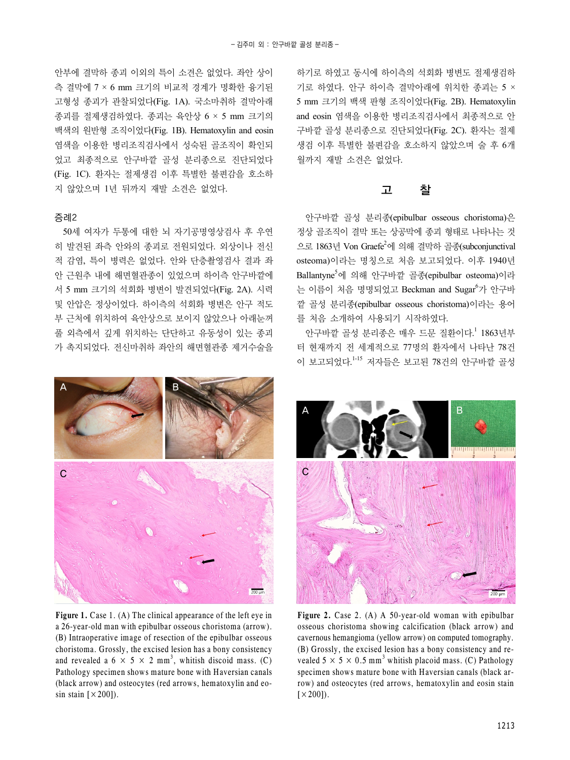안부에 결막하 종괴 이외의 특이 소견은 없었다. 좌안 상이측 결막에 7 × 6 mm 크기의 비교적 경계가 명확한 융기된 고형성 종괴가 관찰되었다(Fig. 1A). 국소마취하 결막아래 종괴를 절제생검하였다. 종괴는 육안상 6 × 5 mm 크기의 백색의 원반형 조직이었다(Fig. 1B). Hematoxylin and eosin 염색을 이용한 병리조직검사에서 성숙된 골조직이 확인되었고 최종적으로 안구바깥 골성 분리종으로 진단되었다(Fig. 1C). 환자는 절제생검 이후 특별한 불편감을 호소하지 않았으며 1년 뒤까지 재발 소견은 없었다.

### 증례2

50세 여자가 두통에 대한 뇌 자기공명영상검사 후 우연히 발견된 좌측 안와의 종괴로 전원되었다. 외상이나 전신적 감염, 특이 병력은 없었다. 안와 단층촬영검사 결과 좌안 근원추 내에 해면혈관종이 있었으며 하이측 안구바깥에서 5 mm 크기의 석회화 병변이 발견되었다(Fig. 2A). 시력 및 안압은 정상이었다. 하이측의 석회화 병변은 안구 적도부 근처에 위치하여 육안상으로 보이지 않았으나 아래눈꺼풀 외측에서 깊게 위치하는 단단하고 유동성이 있는 종괴가 촉지되었다. 전신마취하 좌안의 해면혈관종 제거수술을 하기로 하였고 동시에 하이측의 석회화 병변도 절제생검하기로 하였다. 안구 하이측 결막아래에 위치한 종괴는 5 × 5 mm 크기의 백색 판형 조직이었다(Fig. 2B). Hematoxylin and eosin 염색을 이용한 병리조직검사에서 최종적으로 안구바깥 골성 분리종으로 진단되었다(Fig. 2C). 환자는 절제생검 이후 특별한 불편감을 호소하지 않았으며 술 후 6개월까지 재발 소견은 없었다.

## 고 찰

안구바깥 골성 분리종(epibulbar osseous choristoma)은 정상 골조직이 결막 또는 상공막에 종괴 형태로 나타나는 것으로 1863년 Von Graefe[2]에 의해 결막하 골종(subconjunctival osteoma)이라는 명칭으로 처음 보고되었다. 이후 1940년 Ballantyne[5]에 의해 안구바깥 골종(epibulbar osteoma)이라는 이름이 처음 명명되었고 Beckman and Sugar[6]가 안구바깥 골성 분리종(epibulbar osseous choristoma)이라는 용어를 처음 소개하여 사용되기 시작하였다.

안구바깥 골성 분리종은 매우 드문 질환이다.[1] 1863년부터 현재까지 전 세계적으로 77명의 환자에서 나타난 78건이 보고되었다.[1-15] 저자들은 보고된 78건의 안구바깥 골성

Figure 1. Case 1. (A) The clinical appearance of the left eye in a 26-year-old man with epibulbar osseous choristoma (arrow). (B) Intraoperative image of resection of the epibulbar osseous choristoma. Grossly, the excised lesion has a bony consistency and revealed a 6 × 5 × 2 mm$^3$, whitish discoid mass. (C) Pathology specimen shows mature bone with Haversian canals (black arrow) and osteocytes (red arrows, hematoxylin and eosin stain [×200]).

Figure 2. Case 2. (A) A 50-year-old woman with epibulbar osseous choristoma showing calcification (black arrow) and cavernous hemangioma (yellow arrow) on computed tomography. (B) Grossly, the excised lesion has a bony consistency and revealed 5 × 5 × 0.5 mm$^3$ whitish placoid mass. (C) Pathology specimen shows mature bone with Haversian canals (black arrow) and osteocytes (red arrows, hematoxylin and eosin stain [×200]).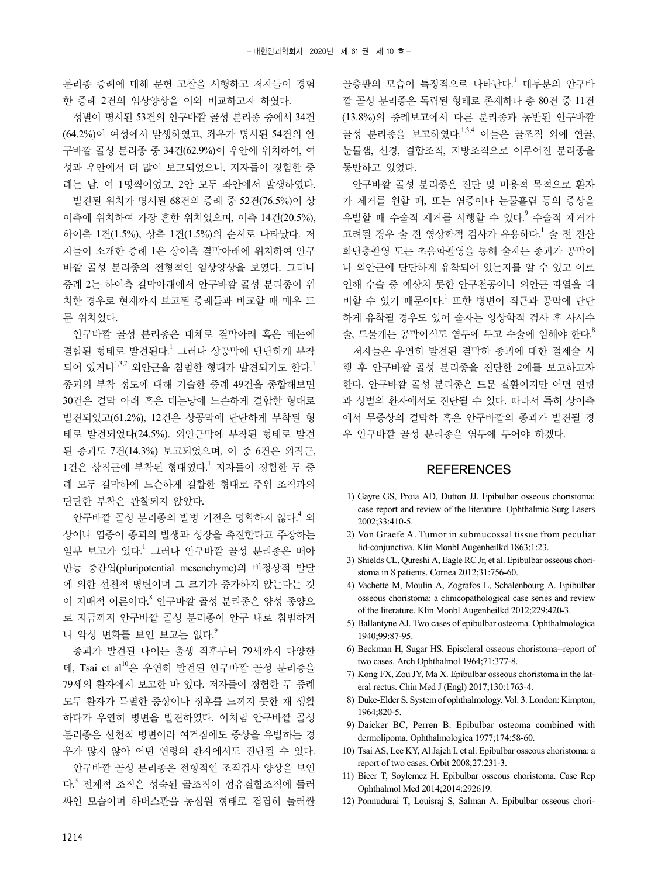분리종 증례에 대해 문헌 고찰을 시행하고 저자들이 경험한 증례 2건의 임상양상을 이와 비교하고자 하였다.

성별이 명시된 53건의 안구바깥 골성 분리종 중에서 34건(64.2%)이 여성에서 발생하였고, 좌우가 명시된 54건의 안구바깥 골성 분리종 중 34건(62.9%)이 우안에 위치하여, 여성과 우안에서 더 많이 보고되었으나, 저자들이 경험한 증례는 남, 여 1명씩이었고, 2안 모두 좌안에서 발생하였다.

발견된 위치가 명시된 68건의 증례 중 52건(76.5%)이 상이측에 위치하여 가장 흔한 위치였으며, 이측 14건(20.5%), 하이측 1건(1.5%), 상측 1건(1.5%)의 순서로 나타났다. 저자들이 소개한 증례 1은 상이측 결막아래에 위치하여 안구바깥 골성 분리종의 전형적인 임상양상을 보였다. 그러나 증례 2는 하이측 결막아래에서 안구바깥 골성 분리종이 위치한 경우로 현재까지 보고된 증례들과 비교할 때 매우 드문 위치였다.

안구바깥 골성 분리종은 대체로 결막아래 혹은 테논에 결합된 형태로 발견된다.[1] 그러나 상공막에 단단하게 부착되어 있거나[1,3,7] 외안근을 침범한 형태가 발견되기도 한다.[1] 종괴의 부착 정도에 대해 기술한 증례 49건을 종합해보면 30건은 결막 아래 혹은 테논낭에 느슨하게 결합한 형태로 발견되었고(61.2%), 12건은 상공막에 단단하게 부착된 형태로 발견되었다(24.5%). 외안근막에 부착된 형태로 발견된 종괴도 7건(14.3%) 보고되었으며, 이 중 6건은 외직근, 1건은 상직근에 부착된 형태였다.[1] 저자들이 경험한 두 증례 모두 결막하에 느슨하게 결합한 형태로 주위 조직과의 단단한 부착은 관찰되지 않았다.

안구바깥 골성 분리종의 발병 기전은 명확하지 않다.[4] 외상이나 염증이 종괴의 발생과 성장을 촉진한다고 주장하는 일부 보고가 있다.[1] 그러나 안구바깥 골성 분리종은 배아 만능 중간엽(pluripotential mesenchyme)의 비정상적 발달에 의한 선천적 병변이며 그 크기가 증가하지 않는다는 것이 지배적 이론이다.[8] 안구바깥 골성 분리종은 양성 종양으로 지금까지 안구바깥 골성 분리종이 안구 내로 침범하거나 악성 변화를 보인 보고는 없다.[9]

종괴가 발견된 나이는 출생 직후부터 79세까지 다양한데, Tsai et al[10]은 우연히 발견된 안구바깥 골성 분리종을 79세의 환자에서 보고한 바 있다. 저자들이 경험한 두 증례 모두 환자가 특별한 증상이나 징후를 느끼지 못한 채 생활하다가 우연히 병변을 발견하였다. 이처럼 안구바깥 골성 분리종은 선천적 병변이라 여겨짐에도 증상을 유발하는 경우가 많지 않아 어떤 연령의 환자에서도 진단될 수 있다.

안구바깥 골성 분리종은 전형적인 조직검사 양상을 보인다.[3] 전체적 조직은 성숙된 골조직이 섬유결합조직에 둘러싸인 모습이며 하버스관을 동심원 형태로 겹겹이 둘러싼 골층판의 모습이 특징적으로 나타난다.[1] 대부분의 안구바깥 골성 분리종은 독립된 형태로 존재하나 총 80건 중 11건(13.8%)의 증례보고에서 다른 분리종과 동반된 안구바깥 골성 분리종을 보고하였다.[1,3,4] 이들은 골조직 외에 연골, 눈물샘, 신경, 결합조직, 지방조직으로 이루어진 분리종을 동반하고 있었다.

안구바깥 골성 분리종은 진단 및 미용적 목적으로 환자가 제거를 원할 때, 또는 염증이나 눈물흘림 등의 증상을 유발할 때 수술적 제거를 시행할 수 있다.[9] 수술적 제거가 고려될 경우 술 전 영상학적 검사가 유용하다.[1] 술 전 전산화단층촬영 또는 초음파촬영을 통해 술자는 종괴가 공막이나 외안근에 단단하게 유착되어 있는지를 알 수 있고 이로 인해 수술 중 예상치 못한 안구천공이나 외안근 파열을 대비할 수 있기 때문이다.[1] 또한 병변이 직근과 공막에 단단하게 유착될 경우도 있어 술자는 영상학적 검사 후 사시수술, 드물게는 공막이식도 염두에 두고 수술에 임해야 한다.[8]

저자들은 우연히 발견된 결막하 종괴에 대한 절제술 시행 후 안구바깥 골성 분리종을 진단한 2예를 보고하고자 한다. 안구바깥 골성 분리종은 드문 질환이지만 어떤 연령과 성별의 환자에서도 진단될 수 있다. 따라서 특히 상이측에서 무증상의 결막하 혹은 안구바깥의 종괴가 발견될 경우 안구바깥 골성 분리종을 염두에 두어야 하겠다.

## REFERENCES

1) Gayre GS, Proia AD, Dutton JJ. Epibulbar osseous choristoma: case report and review of the literature. Ophthalmic Surg Lasers 2002;33:410-5.
2) Von Graefe A. Tumor in submucossal tissue from peculiar lid-conjunctiva. Klin Monbl Augenheilkd 1863;1:23.
3) Shields CL, Qureshi A, Eagle RC Jr, et al. Epibulbar osseous choristoma in 8 patients. Cornea 2012;31:756-60.
4) Vachette M, Moulin A, Zografos L, Schalenbourg A. Epibulbar osseous choristoma: a clinicopathological case series and review of the literature. Klin Monbl Augenheilkd 2012;229:420-3.
5) Ballantyne AJ. Two cases of epibulbar osteoma. Ophthalmologica 1940;99:87-95.
6) Beckman H, Sugar HS. Episcleral osseous choristoma--report of two cases. Arch Ophthalmol 1964;71:377-8.
7) Kong FX, Zou JY, Ma X. Epibulbar osseous choristoma in the lateral rectus. Chin Med J (Engl) 2017;130:1763-4.
8) Duke-Elder S. System of ophthalmology. Vol. 3. London: Kimpton, 1964;820-5.
9) Daicker BC, Perren B. Epibulbar osteoma combined with dermolipoma. Ophthalmologica 1977;174:58-60.
10) Tsai AS, Lee KY, Al Jajeh I, et al. Epibulbar osseous choristoma: a report of two cases. Orbit 2008;27:231-3.
11) Bicer T, Soylemez H. Epibulbar osseous choristoma. Case Rep Ophthalmol Med 2014;2014:292619.
12) Ponnudurai T, Louisraj S, Salman A. Epibulbar osseous chori-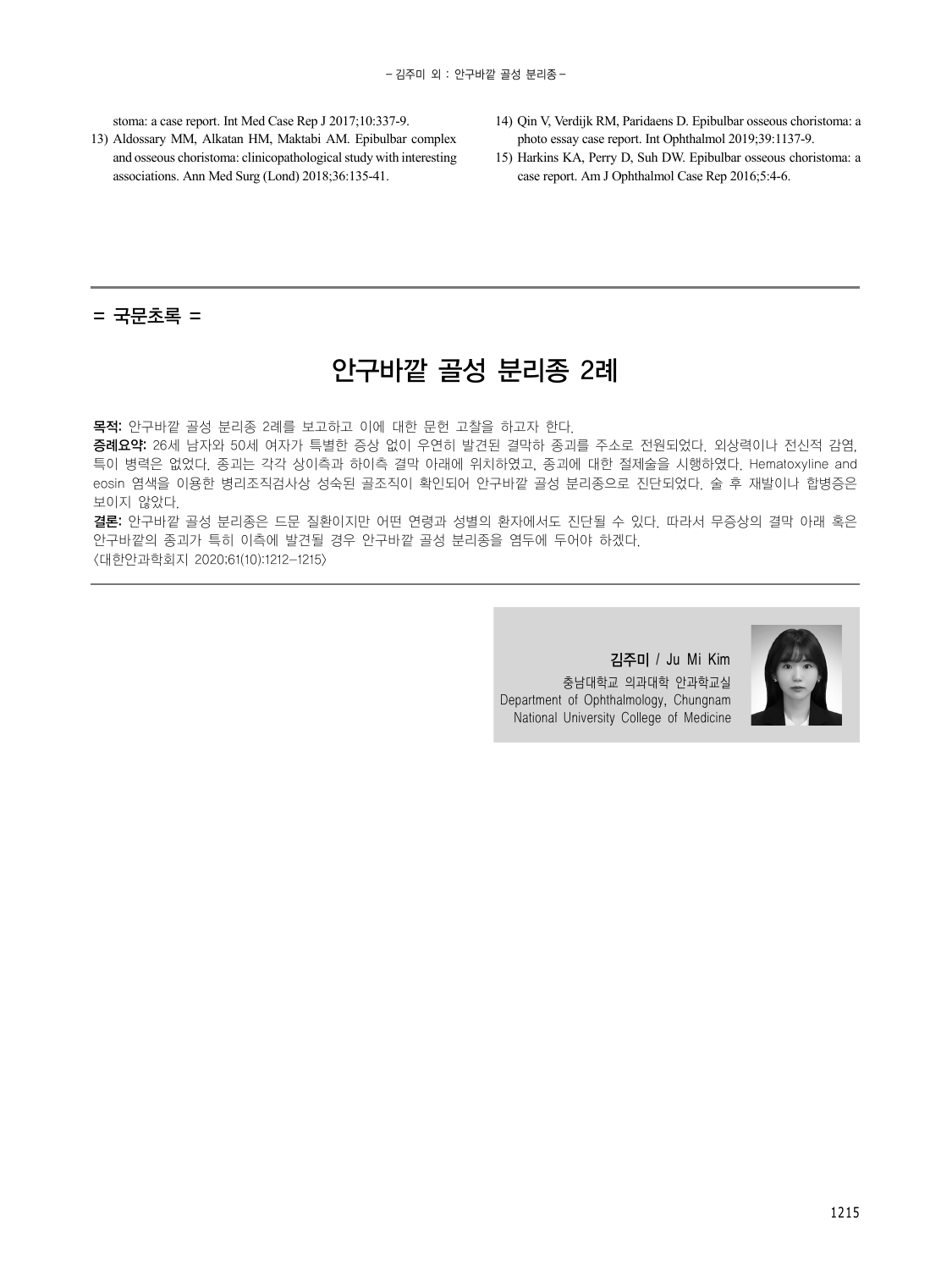stoma: a case report. Int Med Case Rep J 2017;10:337-9.

13) Aldossary MM, Alkatan HM, Maktabi AM. Epibulbar complex and osseous choristoma: clinicopathological study with interesting associations. Ann Med Surg (Lond) 2018;36:135-41.

14) Qin V, Verdijk RM, Paridaens D. Epibulbar osseous choristoma: a photo essay case report. Int Ophthalmol 2019;39:1137-9.

15) Harkins KA, Perry D, Suh DW. Epibulbar osseous choristoma: a case report. Am J Ophthalmol Case Rep 2016;5:4-6.

= 국문초록 =

# 안구바깥 골성 분리종 2례

**목적:** 안구바깥 골성 분리종 2례를 보고하고 이에 대한 문헌 고찰을 하고자 한다.

**증례요약:** 26세 남자와 50세 여자가 특별한 증상 없이 우연히 발견된 결막하 종괴를 주소로 전원되었다. 외상력이나 전신적 감염, 특이 병력은 없었다. 종괴는 각각 상이측과 하이측 결막 아래에 위치하였고, 종괴에 대한 절제술을 시행하였다. Hematoxyline and eosin 염색을 이용한 병리조직검사상 성숙된 골조직이 확인되어 안구바깥 골성 분리종으로 진단되었다. 술 후 재발이나 합병증은 보이지 않았다.

**결론:** 안구바깥 골성 분리종은 드문 질환이지만 어떤 연령과 성별의 환자에서도 진단될 수 있다. 따라서 무증상의 결막 아래 혹은 안구바깥의 종괴가 특히 이측에 발견될 경우 안구바깥 골성 분리종을 염두에 두어야 하겠다.

〈대한안과학회지 2020;61(10):1212-1215〉

**김주미** / Ju Mi Kim
충남대학교 의과대학 안과학교실
Department of Ophthalmology, Chungnam National University College of Medicine